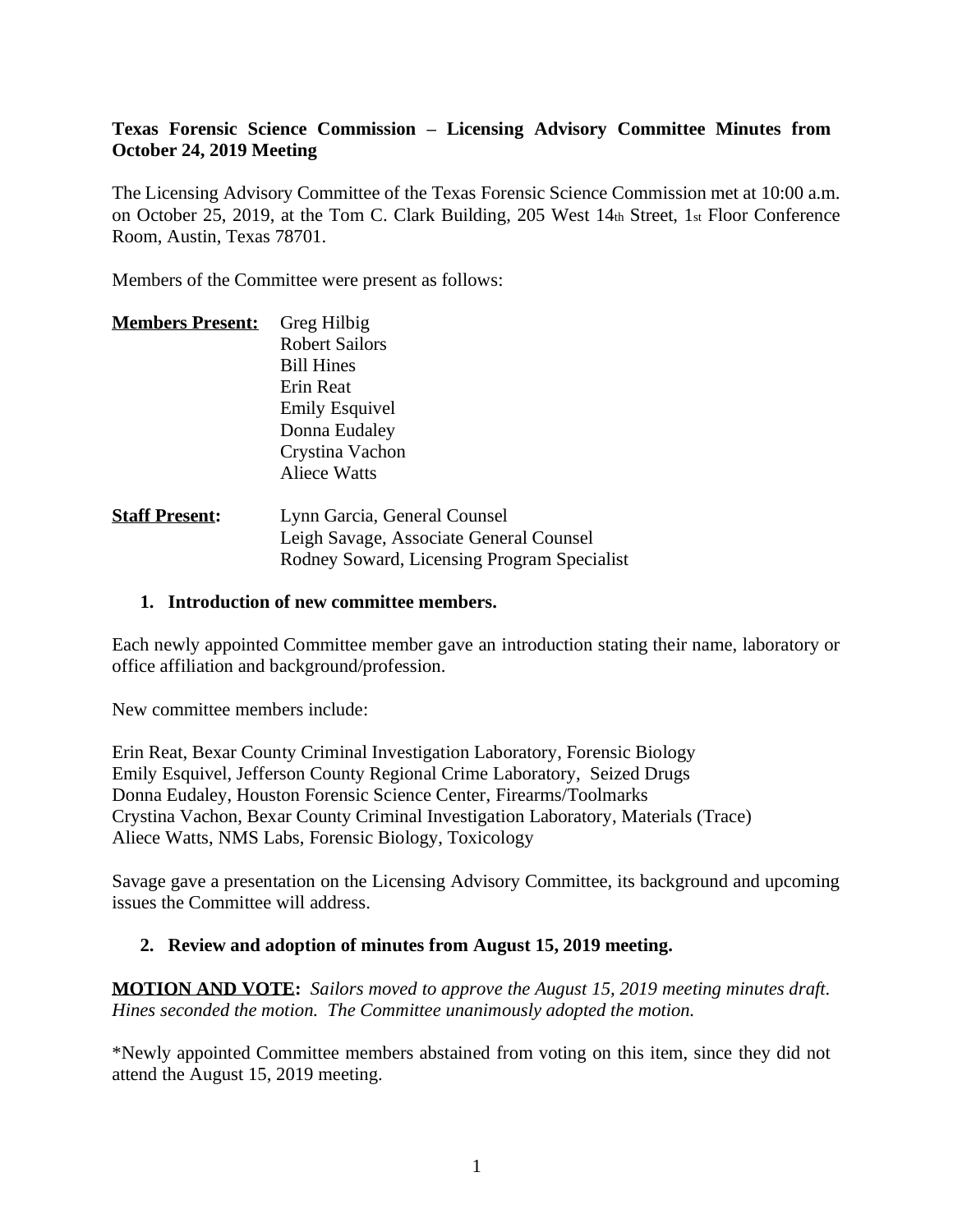**Texas Forensic Science Commission – Licensing Advisory Committee Minutes from October 24, 2019 Meeting**

The Licensing Advisory Committee of the Texas Forensic Science Commission met at 10:00 a.m. on October 25, 2019, at the Tom C. Clark Building, 205 West 14th Street, 1st Floor Conference Room, Austin, Texas 78701.

Members of the Committee were present as follows:

**Members Present:** Greg Hilbig
Robert Sailors
Bill Hines
Erin Reat
Emily Esquivel
Donna Eudaley
Crystina Vachon
Aliece Watts

**Staff Present:** Lynn Garcia, General Counsel
Leigh Savage, Associate General Counsel
Rodney Soward, Licensing Program Specialist

**1. Introduction of new committee members.**

Each newly appointed Committee member gave an introduction stating their name, laboratory or office affiliation and background/profession.

New committee members include:

Erin Reat, Bexar County Criminal Investigation Laboratory, Forensic Biology
Emily Esquivel, Jefferson County Regional Crime Laboratory, Seized Drugs
Donna Eudaley, Houston Forensic Science Center, Firearms/Toolmarks
Crystina Vachon, Bexar County Criminal Investigation Laboratory, Materials (Trace)
Aliece Watts, NMS Labs, Forensic Biology, Toxicology

Savage gave a presentation on the Licensing Advisory Committee, its background and upcoming issues the Committee will address.

**2. Review and adoption of minutes from August 15, 2019 meeting.**

**MOTION AND VOTE:** *Sailors moved to approve the August 15, 2019 meeting minutes draft. Hines seconded the motion. The Committee unanimously adopted the motion.*

*Newly appointed Committee members abstained from voting on this item, since they did not attend the August 15, 2019 meeting.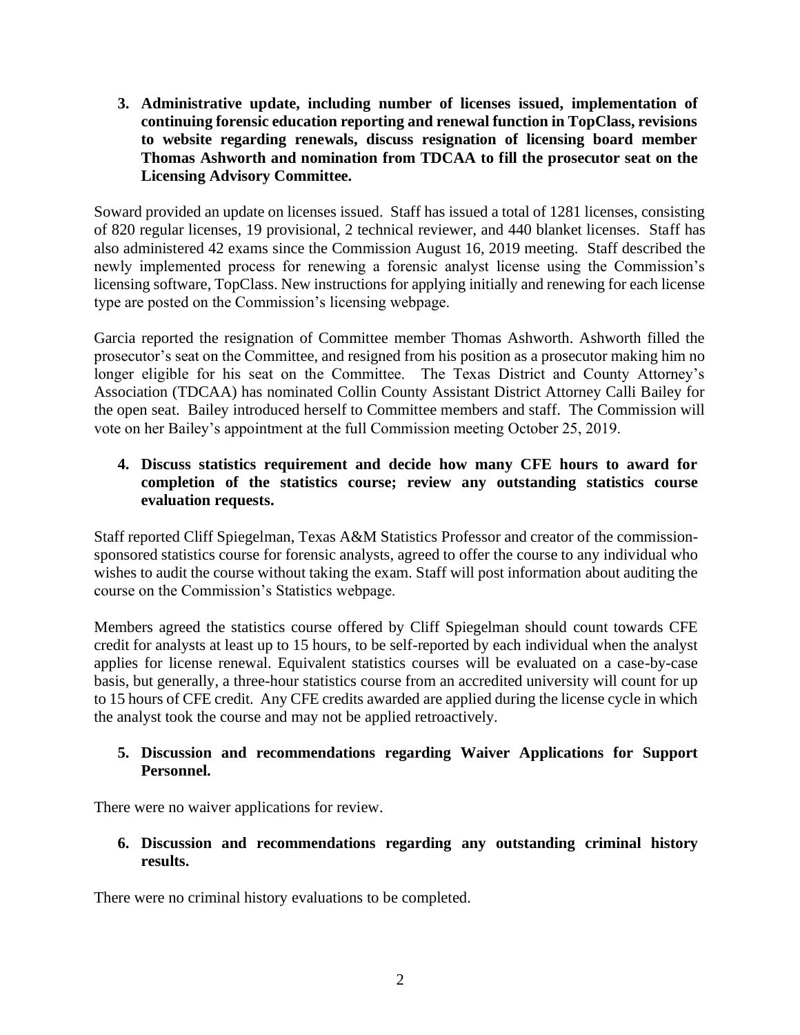**3. Administrative update, including number of licenses issued, implementation of continuing forensic education reporting and renewal function in TopClass, revisions to website regarding renewals, discuss resignation of licensing board member Thomas Ashworth and nomination from TDCAA to fill the prosecutor seat on the Licensing Advisory Committee.**

Soward provided an update on licenses issued. Staff has issued a total of 1281 licenses, consisting of 820 regular licenses, 19 provisional, 2 technical reviewer, and 440 blanket licenses. Staff has also administered 42 exams since the Commission August 16, 2019 meeting. Staff described the newly implemented process for renewing a forensic analyst license using the Commission's licensing software, TopClass. New instructions for applying initially and renewing for each license type are posted on the Commission's licensing webpage.

Garcia reported the resignation of Committee member Thomas Ashworth. Ashworth filled the prosecutor's seat on the Committee, and resigned from his position as a prosecutor making him no longer eligible for his seat on the Committee. The Texas District and County Attorney's Association (TDCAA) has nominated Collin County Assistant District Attorney Calli Bailey for the open seat. Bailey introduced herself to Committee members and staff. The Commission will vote on her Bailey's appointment at the full Commission meeting October 25, 2019.

**4. Discuss statistics requirement and decide how many CFE hours to award for completion of the statistics course; review any outstanding statistics course evaluation requests.**

Staff reported Cliff Spiegelman, Texas A&M Statistics Professor and creator of the commission-sponsored statistics course for forensic analysts, agreed to offer the course to any individual who wishes to audit the course without taking the exam. Staff will post information about auditing the course on the Commission's Statistics webpage.

Members agreed the statistics course offered by Cliff Spiegelman should count towards CFE credit for analysts at least up to 15 hours, to be self-reported by each individual when the analyst applies for license renewal. Equivalent statistics courses will be evaluated on a case-by-case basis, but generally, a three-hour statistics course from an accredited university will count for up to 15 hours of CFE credit. Any CFE credits awarded are applied during the license cycle in which the analyst took the course and may not be applied retroactively.

**5. Discussion and recommendations regarding Waiver Applications for Support Personnel.**

There were no waiver applications for review.

**6. Discussion and recommendations regarding any outstanding criminal history results.**

There were no criminal history evaluations to be completed.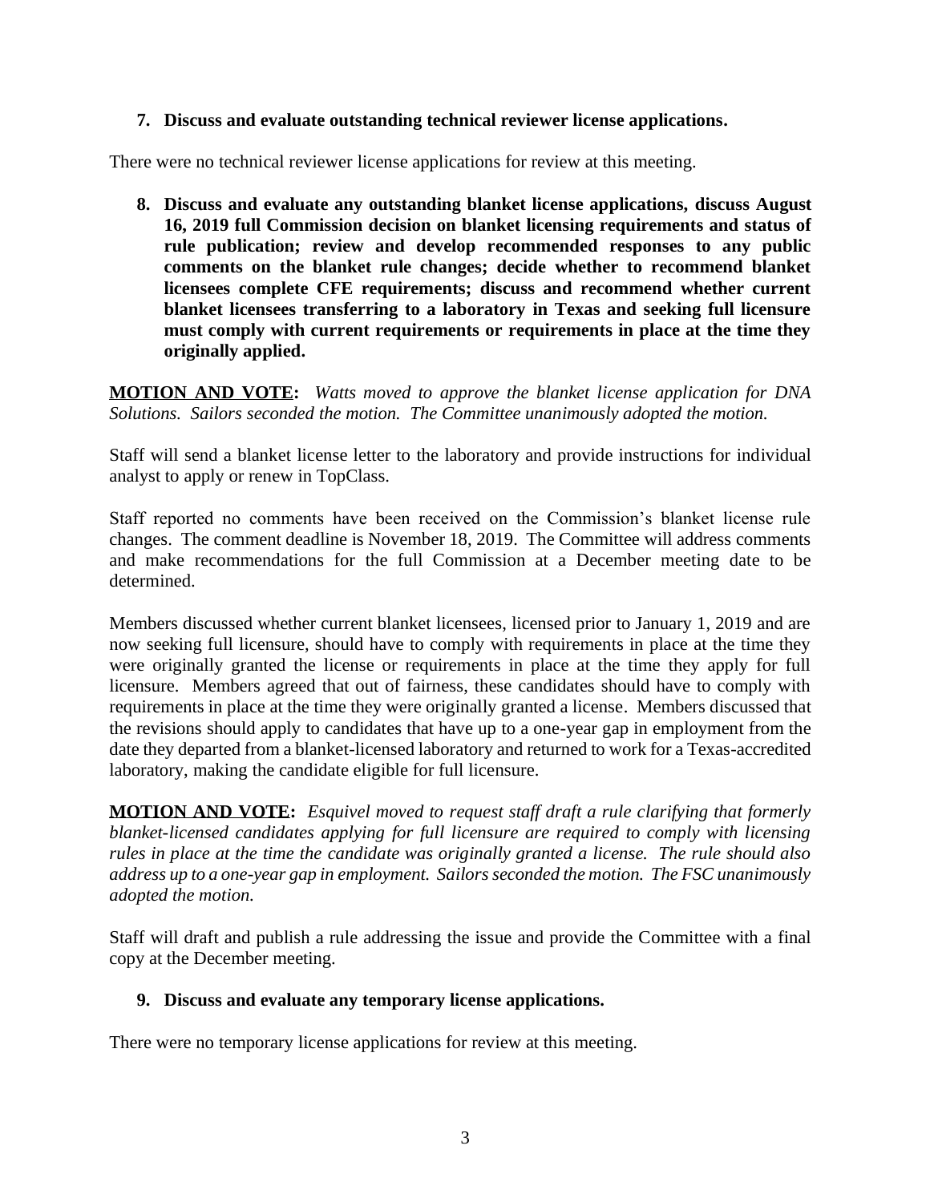7. **Discuss and evaluate outstanding technical reviewer license applications.**

There were no technical reviewer license applications for review at this meeting.

8. **Discuss and evaluate any outstanding blanket license applications, discuss August 16, 2019 full Commission decision on blanket licensing requirements and status of rule publication; review and develop recommended responses to any public comments on the blanket rule changes; decide whether to recommend blanket licensees complete CFE requirements; discuss and recommend whether current blanket licensees transferring to a laboratory in Texas and seeking full licensure must comply with current requirements or requirements in place at the time they originally applied.**

**MOTION AND VOTE:** *Watts moved to approve the blanket license application for DNA Solutions. Sailors seconded the motion. The Committee unanimously adopted the motion.*

Staff will send a blanket license letter to the laboratory and provide instructions for individual analyst to apply or renew in TopClass.

Staff reported no comments have been received on the Commission's blanket license rule changes. The comment deadline is November 18, 2019. The Committee will address comments and make recommendations for the full Commission at a December meeting date to be determined.

Members discussed whether current blanket licensees, licensed prior to January 1, 2019 and are now seeking full licensure, should have to comply with requirements in place at the time they were originally granted the license or requirements in place at the time they apply for full licensure. Members agreed that out of fairness, these candidates should have to comply with requirements in place at the time they were originally granted a license. Members discussed that the revisions should apply to candidates that have up to a one-year gap in employment from the date they departed from a blanket-licensed laboratory and returned to work for a Texas-accredited laboratory, making the candidate eligible for full licensure.

**MOTION AND VOTE:** *Esquivel moved to request staff draft a rule clarifying that formerly blanket-licensed candidates applying for full licensure are required to comply with licensing rules in place at the time the candidate was originally granted a license. The rule should also address up to a one-year gap in employment. Sailors seconded the motion. The FSC unanimously adopted the motion.*

Staff will draft and publish a rule addressing the issue and provide the Committee with a final copy at the December meeting.

9. **Discuss and evaluate any temporary license applications.**

There were no temporary license applications for review at this meeting.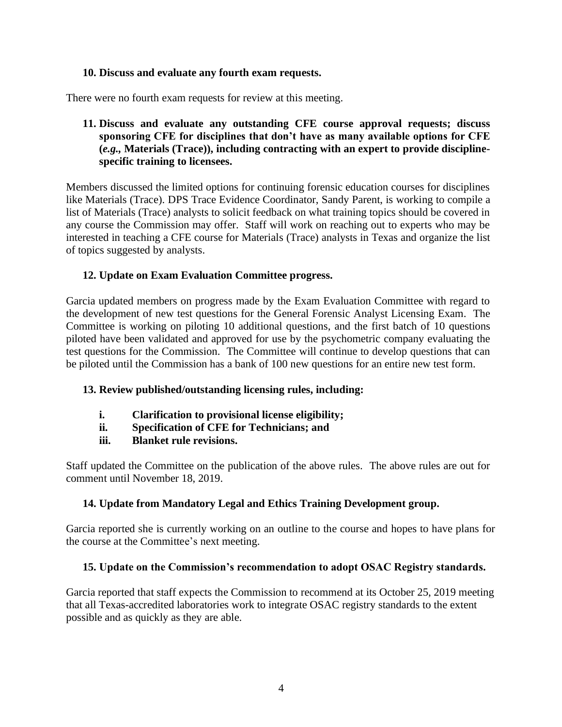**10. Discuss and evaluate any fourth exam requests.**

There were no fourth exam requests for review at this meeting.

**11. Discuss and evaluate any outstanding CFE course approval requests; discuss sponsoring CFE for disciplines that don't have as many available options for CFE (*e.g.*, Materials (Trace)), including contracting with an expert to provide discipline-specific training to licensees.**

Members discussed the limited options for continuing forensic education courses for disciplines like Materials (Trace). DPS Trace Evidence Coordinator, Sandy Parent, is working to compile a list of Materials (Trace) analysts to solicit feedback on what training topics should be covered in any course the Commission may offer. Staff will work on reaching out to experts who may be interested in teaching a CFE course for Materials (Trace) analysts in Texas and organize the list of topics suggested by analysts.

**12. Update on Exam Evaluation Committee progress.**

Garcia updated members on progress made by the Exam Evaluation Committee with regard to the development of new test questions for the General Forensic Analyst Licensing Exam. The Committee is working on piloting 10 additional questions, and the first batch of 10 questions piloted have been validated and approved for use by the psychometric company evaluating the test questions for the Commission. The Committee will continue to develop questions that can be piloted until the Commission has a bank of 100 new questions for an entire new test form.

**13. Review published/outstanding licensing rules, including:**

- **i. Clarification to provisional license eligibility;**
- **ii. Specification of CFE for Technicians; and**
- **iii. Blanket rule revisions.**

Staff updated the Committee on the publication of the above rules. The above rules are out for comment until November 18, 2019.

**14. Update from Mandatory Legal and Ethics Training Development group.**

Garcia reported she is currently working on an outline to the course and hopes to have plans for the course at the Committee's next meeting.

**15. Update on the Commission's recommendation to adopt OSAC Registry standards.**

Garcia reported that staff expects the Commission to recommend at its October 25, 2019 meeting that all Texas-accredited laboratories work to integrate OSAC registry standards to the extent possible and as quickly as they are able.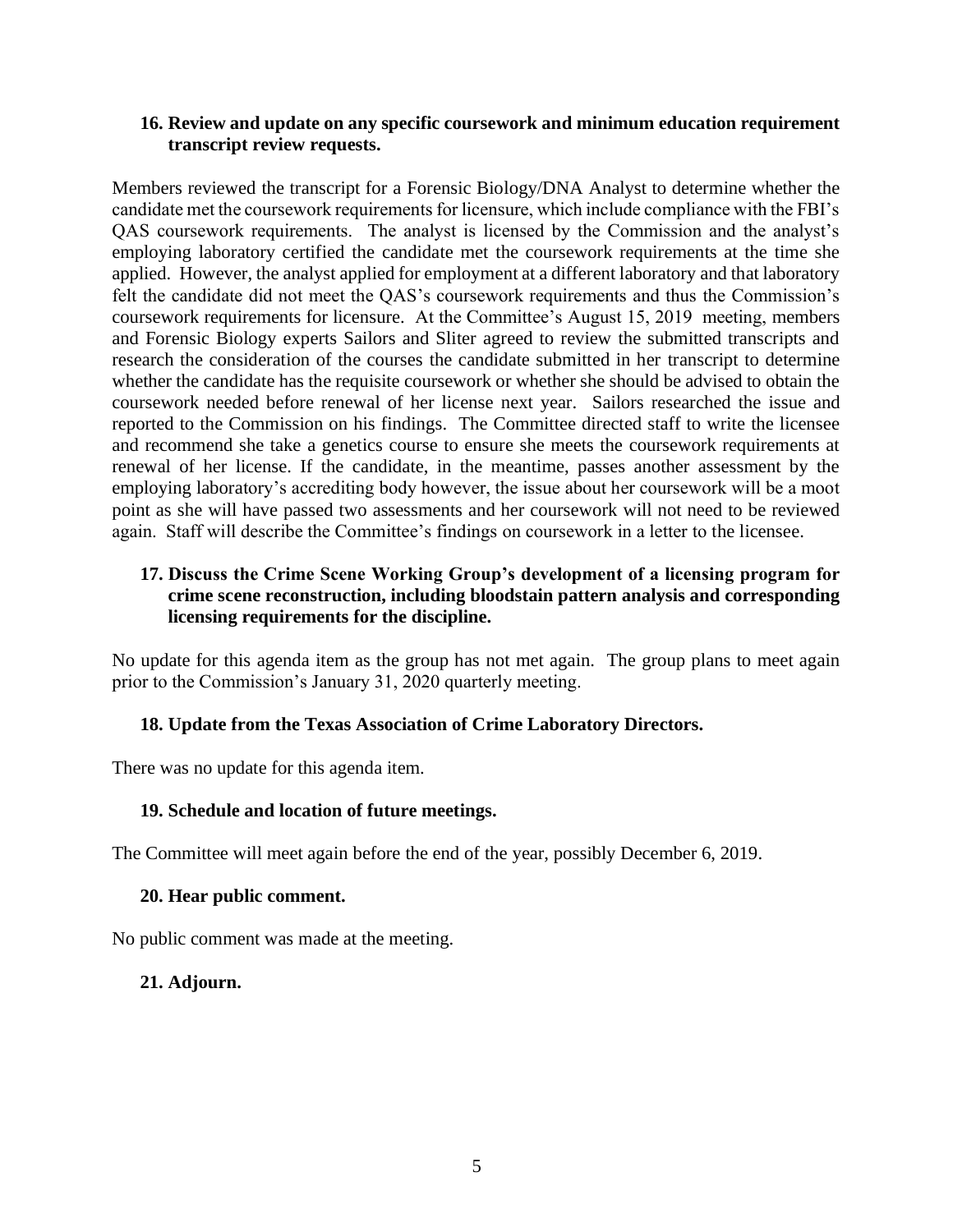### 16. Review and update on any specific coursework and minimum education requirement transcript review requests.

Members reviewed the transcript for a Forensic Biology/DNA Analyst to determine whether the candidate met the coursework requirements for licensure, which include compliance with the FBI's QAS coursework requirements. The analyst is licensed by the Commission and the analyst's employing laboratory certified the candidate met the coursework requirements at the time she applied. However, the analyst applied for employment at a different laboratory and that laboratory felt the candidate did not meet the QAS's coursework requirements and thus the Commission's coursework requirements for licensure. At the Committee's August 15, 2019 meeting, members and Forensic Biology experts Sailors and Sliter agreed to review the submitted transcripts and research the consideration of the courses the candidate submitted in her transcript to determine whether the candidate has the requisite coursework or whether she should be advised to obtain the coursework needed before renewal of her license next year. Sailors researched the issue and reported to the Commission on his findings. The Committee directed staff to write the licensee and recommend she take a genetics course to ensure she meets the coursework requirements at renewal of her license. If the candidate, in the meantime, passes another assessment by the employing laboratory's accrediting body however, the issue about her coursework will be a moot point as she will have passed two assessments and her coursework will not need to be reviewed again. Staff will describe the Committee's findings on coursework in a letter to the licensee.

### 17. Discuss the Crime Scene Working Group's development of a licensing program for crime scene reconstruction, including bloodstain pattern analysis and corresponding licensing requirements for the discipline.

No update for this agenda item as the group has not met again. The group plans to meet again prior to the Commission's January 31, 2020 quarterly meeting.

### 18. Update from the Texas Association of Crime Laboratory Directors.

There was no update for this agenda item.

### 19. Schedule and location of future meetings.

The Committee will meet again before the end of the year, possibly December 6, 2019.

### 20. Hear public comment.

No public comment was made at the meeting.

### 21. Adjourn.